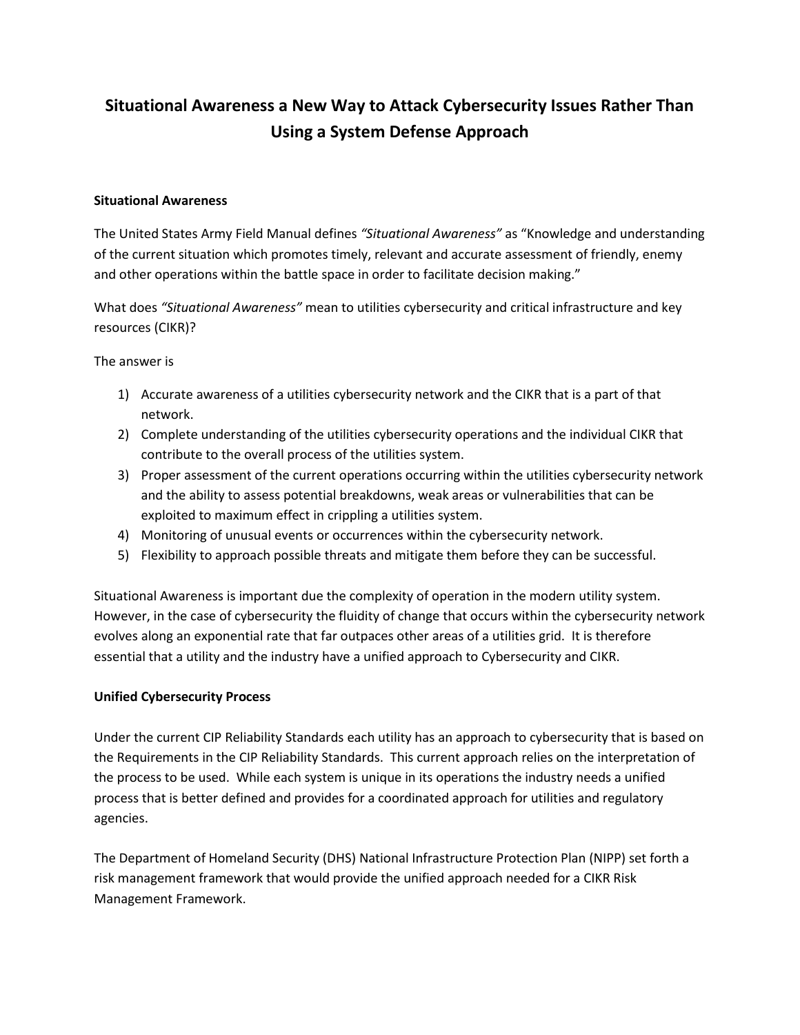# Situational Awareness a New Way to Attack Cybersecurity Issues Rather Than Using a System Defense Approach

**Situational Awareness**

The United States Army Field Manual defines *"Situational Awareness"* as "Knowledge and understanding of the current situation which promotes timely, relevant and accurate assessment of friendly, enemy and other operations within the battle space in order to facilitate decision making."

What does *"Situational Awareness"* mean to utilities cybersecurity and critical infrastructure and key resources (CIKR)?

The answer is

1) Accurate awareness of a utilities cybersecurity network and the CIKR that is a part of that network.
2) Complete understanding of the utilities cybersecurity operations and the individual CIKR that contribute to the overall process of the utilities system.
3) Proper assessment of the current operations occurring within the utilities cybersecurity network and the ability to assess potential breakdowns, weak areas or vulnerabilities that can be exploited to maximum effect in crippling a utilities system.
4) Monitoring of unusual events or occurrences within the cybersecurity network.
5) Flexibility to approach possible threats and mitigate them before they can be successful.

Situational Awareness is important due the complexity of operation in the modern utility system. However, in the case of cybersecurity the fluidity of change that occurs within the cybersecurity network evolves along an exponential rate that far outpaces other areas of a utilities grid. It is therefore essential that a utility and the industry have a unified approach to Cybersecurity and CIKR.

**Unified Cybersecurity Process**

Under the current CIP Reliability Standards each utility has an approach to cybersecurity that is based on the Requirements in the CIP Reliability Standards. This current approach relies on the interpretation of the process to be used. While each system is unique in its operations the industry needs a unified process that is better defined and provides for a coordinated approach for utilities and regulatory agencies.

The Department of Homeland Security (DHS) National Infrastructure Protection Plan (NIPP) set forth a risk management framework that would provide the unified approach needed for a CIKR Risk Management Framework.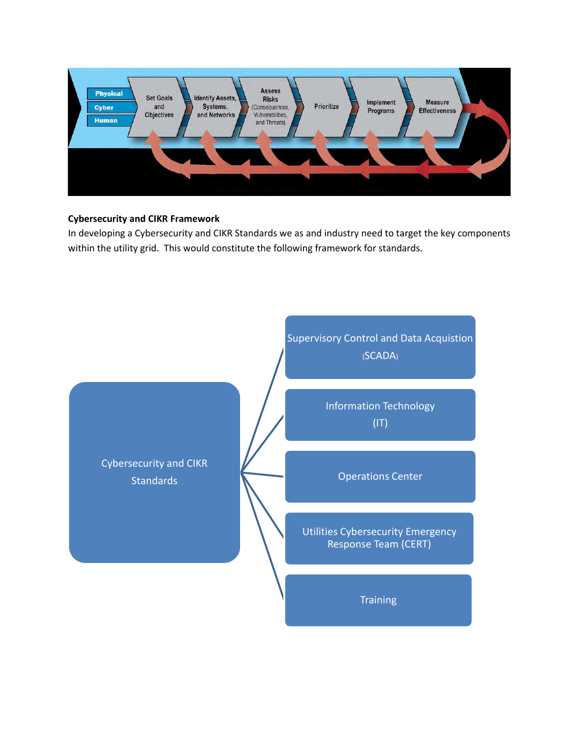Physical | Cyber | Human

Set Goals and Objectives → Identify Assets, Systems, and Networks → Assess Risks (Consequences, Vulnerabilities, and Threats) → Prioritize → Implement Programs → Measure Effectiveness

**Cybersecurity and CIKR Framework**

In developing a Cybersecurity and CIKR Standards we as and industry need to target the key components within the utility grid. This would constitute the following framework for standards.

- Cybersecurity and CIKR Standards
  - Supervisory Control and Data Acquistion (SCADA)
  - Information Technology (IT)
  - Operations Center
  - Utilities Cybersecurity Emergency Response Team (CERT)
  - Training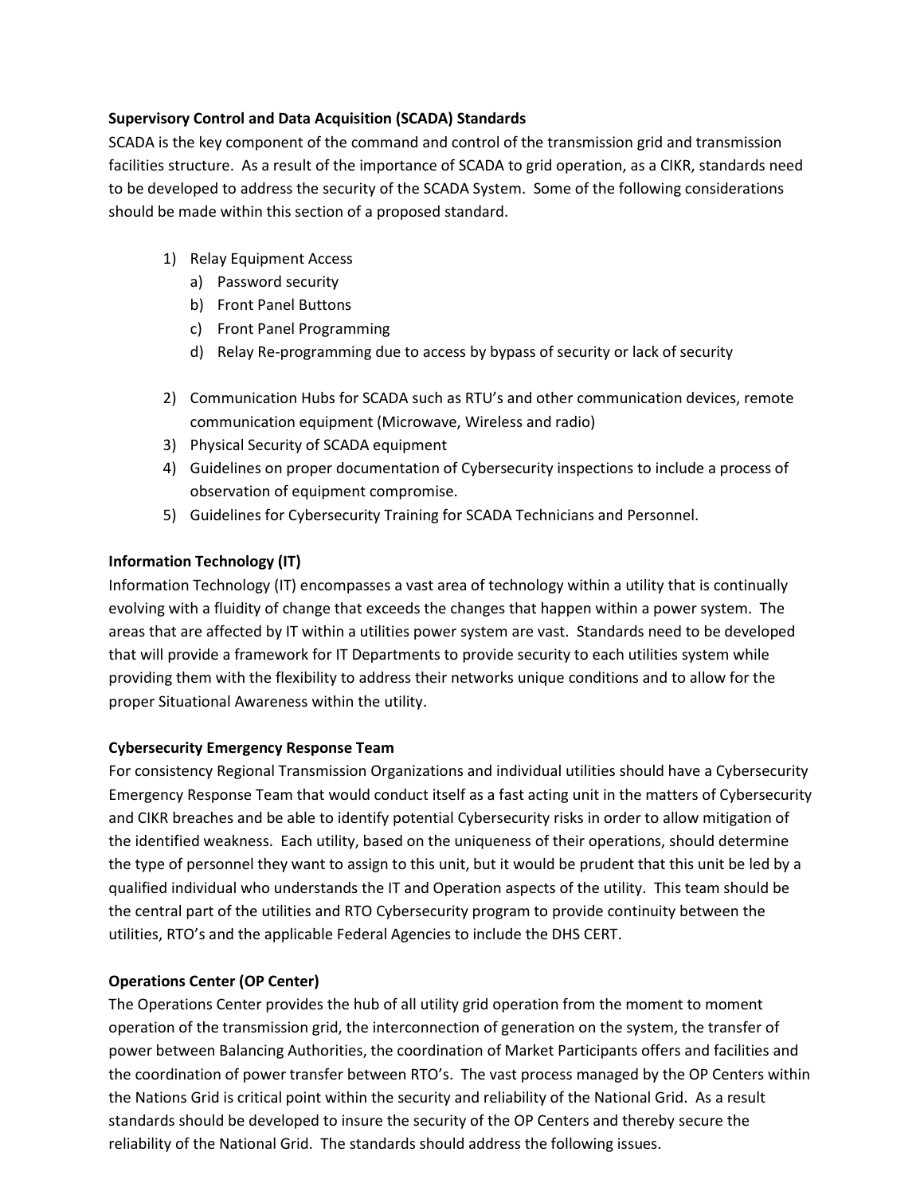**Supervisory Control and Data Acquisition (SCADA) Standards**

SCADA is the key component of the command and control of the transmission grid and transmission facilities structure. As a result of the importance of SCADA to grid operation, as a CIKR, standards need to be developed to address the security of the SCADA System. Some of the following considerations should be made within this section of a proposed standard.

1) Relay Equipment Access
   a) Password security
   b) Front Panel Buttons
   c) Front Panel Programming
   d) Relay Re-programming due to access by bypass of security or lack of security

2) Communication Hubs for SCADA such as RTU's and other communication devices, remote communication equipment (Microwave, Wireless and radio)
3) Physical Security of SCADA equipment
4) Guidelines on proper documentation of Cybersecurity inspections to include a process of observation of equipment compromise.
5) Guidelines for Cybersecurity Training for SCADA Technicians and Personnel.

**Information Technology (IT)**

Information Technology (IT) encompasses a vast area of technology within a utility that is continually evolving with a fluidity of change that exceeds the changes that happen within a power system. The areas that are affected by IT within a utilities power system are vast. Standards need to be developed that will provide a framework for IT Departments to provide security to each utilities system while providing them with the flexibility to address their networks unique conditions and to allow for the proper Situational Awareness within the utility.

**Cybersecurity Emergency Response Team**

For consistency Regional Transmission Organizations and individual utilities should have a Cybersecurity Emergency Response Team that would conduct itself as a fast acting unit in the matters of Cybersecurity and CIKR breaches and be able to identify potential Cybersecurity risks in order to allow mitigation of the identified weakness. Each utility, based on the uniqueness of their operations, should determine the type of personnel they want to assign to this unit, but it would be prudent that this unit be led by a qualified individual who understands the IT and Operation aspects of the utility. This team should be the central part of the utilities and RTO Cybersecurity program to provide continuity between the utilities, RTO's and the applicable Federal Agencies to include the DHS CERT.

**Operations Center (OP Center)**

The Operations Center provides the hub of all utility grid operation from the moment to moment operation of the transmission grid, the interconnection of generation on the system, the transfer of power between Balancing Authorities, the coordination of Market Participants offers and facilities and the coordination of power transfer between RTO's. The vast process managed by the OP Centers within the Nations Grid is critical point within the security and reliability of the National Grid. As a result standards should be developed to insure the security of the OP Centers and thereby secure the reliability of the National Grid. The standards should address the following issues.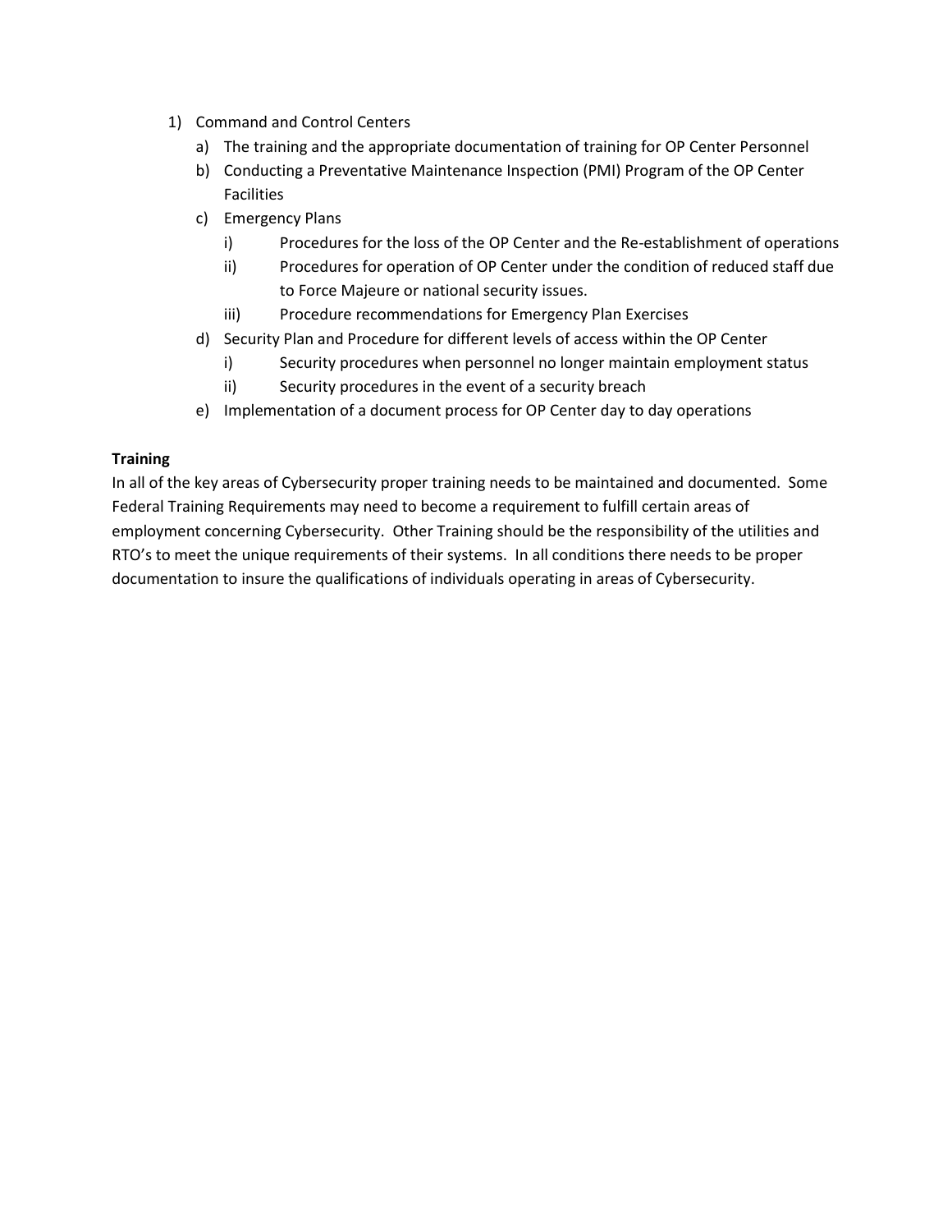1) Command and Control Centers
    a) The training and the appropriate documentation of training for OP Center Personnel
    b) Conducting a Preventative Maintenance Inspection (PMI) Program of the OP Center Facilities
    c) Emergency Plans
        i) Procedures for the loss of the OP Center and the Re-establishment of operations
        ii) Procedures for operation of OP Center under the condition of reduced staff due to Force Majeure or national security issues.
        iii) Procedure recommendations for Emergency Plan Exercises
    d) Security Plan and Procedure for different levels of access within the OP Center
        i) Security procedures when personnel no longer maintain employment status
        ii) Security procedures in the event of a security breach
    e) Implementation of a document process for OP Center day to day operations

**Training**

In all of the key areas of Cybersecurity proper training needs to be maintained and documented. Some Federal Training Requirements may need to become a requirement to fulfill certain areas of employment concerning Cybersecurity. Other Training should be the responsibility of the utilities and RTO's to meet the unique requirements of their systems. In all conditions there needs to be proper documentation to insure the qualifications of individuals operating in areas of Cybersecurity.